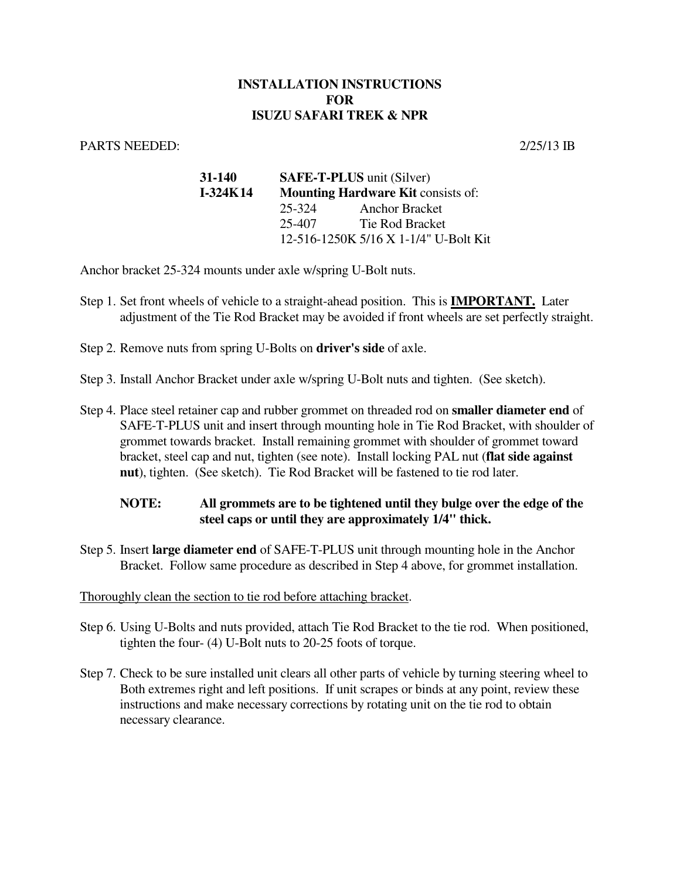# INSTALLATION INSTRUCTIONS
# FOR
# ISUZU SAFARI TREK & NPR

PARTS NEEDED: 2/25/13 IB

| | | |
|---|---|---|
| **31-140** | **SAFE-T-PLUS** unit (Silver) | |
| **I-324K14** | **Mounting Hardware Kit** consists of: | |
| | 25-324 | Anchor Bracket |
| | 25-407 | Tie Rod Bracket |
| | 12-516-1250K 5/16 X 1-1/4" U-Bolt Kit | |

Anchor bracket 25-324 mounts under axle w/spring U-Bolt nuts.

Step 1. Set front wheels of vehicle to a straight-ahead position. This is **IMPORTANT.** Later adjustment of the Tie Rod Bracket may be avoided if front wheels are set perfectly straight.

Step 2. Remove nuts from spring U-Bolts on **driver's side** of axle.

Step 3. Install Anchor Bracket under axle w/spring U-Bolt nuts and tighten. (See sketch).

Step 4. Place steel retainer cap and rubber grommet on threaded rod on **smaller diameter end** of SAFE-T-PLUS unit and insert through mounting hole in Tie Rod Bracket, with shoulder of grommet towards bracket. Install remaining grommet with shoulder of grommet toward bracket, steel cap and nut, tighten (see note). Install locking PAL nut (**flat side against nut**), tighten. (See sketch). Tie Rod Bracket will be fastened to tie rod later.

**NOTE: All grommets are to be tightened until they bulge over the edge of the steel caps or until they are approximately 1/4" thick.**

Step 5. Insert **large diameter end** of SAFE-T-PLUS unit through mounting hole in the Anchor Bracket. Follow same procedure as described in Step 4 above, for grommet installation.

Thoroughly clean the section to tie rod before attaching bracket.

Step 6. Using U-Bolts and nuts provided, attach Tie Rod Bracket to the tie rod. When positioned, tighten the four- (4) U-Bolt nuts to 20-25 foots of torque.

Step 7. Check to be sure installed unit clears all other parts of vehicle by turning steering wheel to Both extremes right and left positions. If unit scrapes or binds at any point, review these instructions and make necessary corrections by rotating unit on the tie rod to obtain necessary clearance.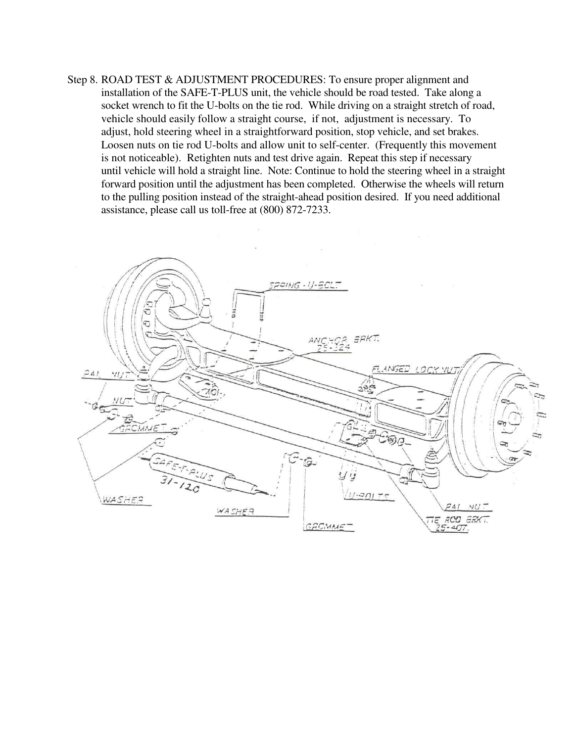Step 8. ROAD TEST & ADJUSTMENT PROCEDURES: To ensure proper alignment and installation of the SAFE-T-PLUS unit, the vehicle should be road tested. Take along a socket wrench to fit the U-bolts on the tie rod. While driving on a straight stretch of road, vehicle should easily follow a straight course, if not, adjustment is necessary. To adjust, hold steering wheel in a straightforward position, stop vehicle, and set brakes. Loosen nuts on tie rod U-bolts and allow unit to self-center. (Frequently this movement is not noticeable). Retighten nuts and test drive again. Repeat this step if necessary until vehicle will hold a straight line. Note: Continue to hold the steering wheel in a straight forward position until the adjustment has been completed. Otherwise the wheels will return to the pulling position instead of the straight-ahead position desired. If you need additional assistance, please call us toll-free at (800) 872-7233.

SPRING - U-BOLT

ANCHOR BRKT. 25-324

FLANGED LOCK NUT

PAL NUT

NUT

GROMMET

SAFE-T-PLUS 31-120

WASHER

WASHER

GROMMET

U-BOLTS

PAL NUT

TIE ROD BRKT. 25-407.